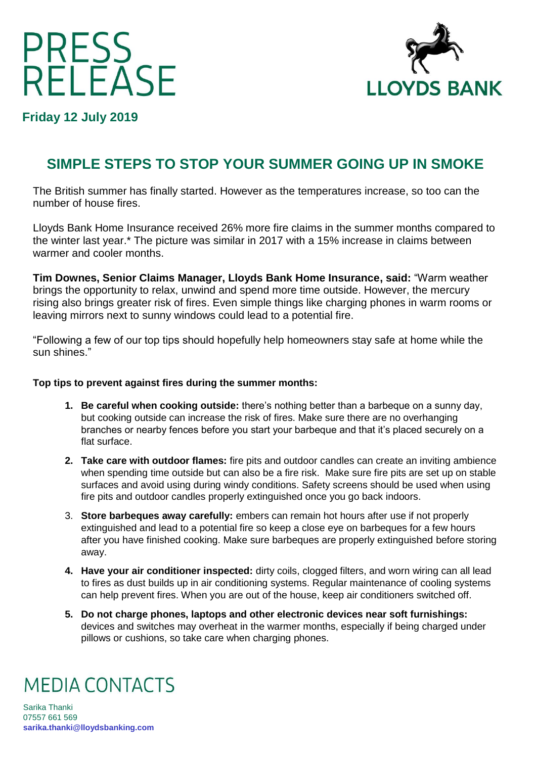# PRESS RELEASE

**LLOYDS BANK**

**Friday 12 July 2019**

## SIMPLE STEPS TO STOP YOUR SUMMER GOING UP IN SMOKE

The British summer has finally started. However as the temperatures increase, so too can the number of house fires.

Lloyds Bank Home Insurance received 26% more fire claims in the summer months compared to the winter last year.* The picture was similar in 2017 with a 15% increase in claims between warmer and cooler months.

**Tim Downes, Senior Claims Manager, Lloyds Bank Home Insurance, said:** "Warm weather brings the opportunity to relax, unwind and spend more time outside. However, the mercury rising also brings greater risk of fires. Even simple things like charging phones in warm rooms or leaving mirrors next to sunny windows could lead to a potential fire.

"Following a few of our top tips should hopefully help homeowners stay safe at home while the sun shines."

**Top tips to prevent against fires during the summer months:**

1. **Be careful when cooking outside:** there's nothing better than a barbeque on a sunny day, but cooking outside can increase the risk of fires. Make sure there are no overhanging branches or nearby fences before you start your barbeque and that it's placed securely on a flat surface.
2. **Take care with outdoor flames:** fire pits and outdoor candles can create an inviting ambience when spending time outside but can also be a fire risk. Make sure fire pits are set up on stable surfaces and avoid using during windy conditions. Safety screens should be used when using fire pits and outdoor candles properly extinguished once you go back indoors.
3. **Store barbeques away carefully:** embers can remain hot hours after use if not properly extinguished and lead to a potential fire so keep a close eye on barbeques for a few hours after you have finished cooking. Make sure barbeques are properly extinguished before storing away.
4. **Have your air conditioner inspected:** dirty coils, clogged filters, and worn wiring can all lead to fires as dust builds up in air conditioning systems. Regular maintenance of cooling systems can help prevent fires. When you are out of the house, keep air conditioners switched off.
5. **Do not charge phones, laptops and other electronic devices near soft furnishings:** devices and switches may overheat in the warmer months, especially if being charged under pillows or cushions, so take care when charging phones.

# MEDIA CONTACTS

Sarika Thanki
07557 661 569
**sarika.thanki@lloydsbanking.com**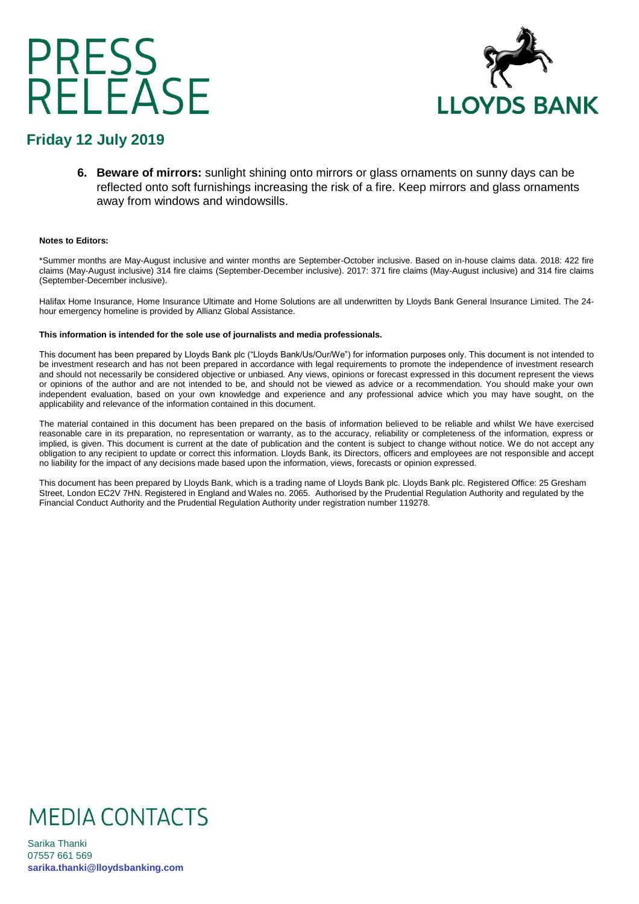# PRESS RELEASE

## Friday 12 July 2019

6. **Beware of mirrors:** sunlight shining onto mirrors or glass ornaments on sunny days can be reflected onto soft furnishings increasing the risk of a fire. Keep mirrors and glass ornaments away from windows and windowsills.

**Notes to Editors:**

*Summer months are May-August inclusive and winter months are September-October inclusive. Based on in-house claims data. 2018: 422 fire claims (May-August inclusive) 314 fire claims (September-December inclusive). 2017: 371 fire claims (May-August inclusive) and 314 fire claims (September-December inclusive).

Halifax Home Insurance, Home Insurance Ultimate and Home Solutions are all underwritten by Lloyds Bank General Insurance Limited. The 24-hour emergency homeline is provided by Allianz Global Assistance.

**This information is intended for the sole use of journalists and media professionals.**

This document has been prepared by Lloyds Bank plc ("Lloyds Bank/Us/Our/We") for information purposes only. This document is not intended to be investment research and has not been prepared in accordance with legal requirements to promote the independence of investment research and should not necessarily be considered objective or unbiased. Any views, opinions or forecast expressed in this document represent the views or opinions of the author and are not intended to be, and should not be viewed as advice or a recommendation. You should make your own independent evaluation, based on your own knowledge and experience and any professional advice which you may have sought, on the applicability and relevance of the information contained in this document.

The material contained in this document has been prepared on the basis of information believed to be reliable and whilst We have exercised reasonable care in its preparation, no representation or warranty, as to the accuracy, reliability or completeness of the information, express or implied, is given. This document is current at the date of publication and the content is subject to change without notice. We do not accept any obligation to any recipient to update or correct this information. Lloyds Bank, its Directors, officers and employees are not responsible and accept no liability for the impact of any decisions made based upon the information, views, forecasts or opinion expressed.

This document has been prepared by Lloyds Bank, which is a trading name of Lloyds Bank plc. Lloyds Bank plc. Registered Office: 25 Gresham Street, London EC2V 7HN. Registered in England and Wales no. 2065. Authorised by the Prudential Regulation Authority and regulated by the Financial Conduct Authority and the Prudential Regulation Authority under registration number 119278.

## MEDIA CONTACTS

Sarika Thanki
07557 661 569
**sarika.thanki@lloydsbanking.com**